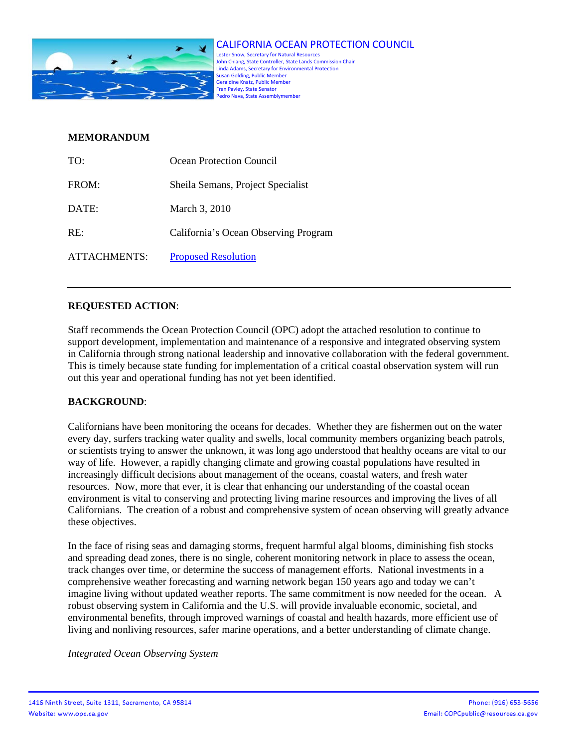CALIFORNIA OCEAN PROTECTION COUNCIL

Lester Snow, Secretary for Natural Resources
John Chiang, State Controller, State Lands Commission Chair
Linda Adams, Secretary for Environmental Protection
Susan Golding, Public Member
Geraldine Knatz, Public Member
Fran Pavley, State Senator
Pedro Nava, State Assemblymember

**MEMORANDUM**

| | |
|---|---|
| TO: | Ocean Protection Council |
| FROM: | Sheila Semans, Project Specialist |
| DATE: | March 3, 2010 |
| RE: | California's Ocean Observing Program |
| ATTACHMENTS: | Proposed Resolution |

---

**REQUESTED ACTION**:

Staff recommends the Ocean Protection Council (OPC) adopt the attached resolution to continue to support development, implementation and maintenance of a responsive and integrated observing system in California through strong national leadership and innovative collaboration with the federal government. This is timely because state funding for implementation of a critical coastal observation system will run out this year and operational funding has not yet been identified.

**BACKGROUND**:

Californians have been monitoring the oceans for decades. Whether they are fishermen out on the water every day, surfers tracking water quality and swells, local community members organizing beach patrols, or scientists trying to answer the unknown, it was long ago understood that healthy oceans are vital to our way of life. However, a rapidly changing climate and growing coastal populations have resulted in increasingly difficult decisions about management of the oceans, coastal waters, and fresh water resources. Now, more that ever, it is clear that enhancing our understanding of the coastal ocean environment is vital to conserving and protecting living marine resources and improving the lives of all Californians. The creation of a robust and comprehensive system of ocean observing will greatly advance these objectives.

In the face of rising seas and damaging storms, frequent harmful algal blooms, diminishing fish stocks and spreading dead zones, there is no single, coherent monitoring network in place to assess the ocean, track changes over time, or determine the success of management efforts. National investments in a comprehensive weather forecasting and warning network began 150 years ago and today we can't imagine living without updated weather reports. The same commitment is now needed for the ocean. A robust observing system in California and the U.S. will provide invaluable economic, societal, and environmental benefits, through improved warnings of coastal and health hazards, more efficient use of living and nonliving resources, safer marine operations, and a better understanding of climate change.

*Integrated Ocean Observing System*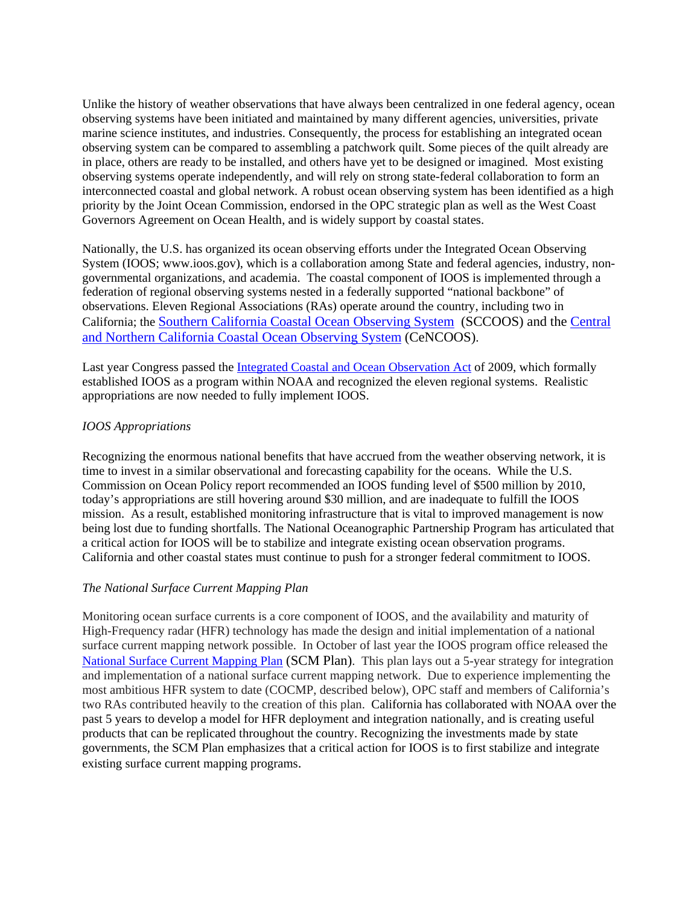Unlike the history of weather observations that have always been centralized in one federal agency, ocean observing systems have been initiated and maintained by many different agencies, universities, private marine science institutes, and industries. Consequently, the process for establishing an integrated ocean observing system can be compared to assembling a patchwork quilt. Some pieces of the quilt already are in place, others are ready to be installed, and others have yet to be designed or imagined. Most existing observing systems operate independently, and will rely on strong state-federal collaboration to form an interconnected coastal and global network. A robust ocean observing system has been identified as a high priority by the Joint Ocean Commission, endorsed in the OPC strategic plan as well as the West Coast Governors Agreement on Ocean Health, and is widely support by coastal states.

Nationally, the U.S. has organized its ocean observing efforts under the Integrated Ocean Observing System (IOOS; www.ioos.gov), which is a collaboration among State and federal agencies, industry, non-governmental organizations, and academia. The coastal component of IOOS is implemented through a federation of regional observing systems nested in a federally supported "national backbone" of observations. Eleven Regional Associations (RAs) operate around the country, including two in California; the Southern California Coastal Ocean Observing System (SCCOOS) and the Central and Northern California Coastal Ocean Observing System (CeNCOOS).

Last year Congress passed the Integrated Coastal and Ocean Observation Act of 2009, which formally established IOOS as a program within NOAA and recognized the eleven regional systems. Realistic appropriations are now needed to fully implement IOOS.

*IOOS Appropriations*

Recognizing the enormous national benefits that have accrued from the weather observing network, it is time to invest in a similar observational and forecasting capability for the oceans. While the U.S. Commission on Ocean Policy report recommended an IOOS funding level of $500 million by 2010, today's appropriations are still hovering around $30 million, and are inadequate to fulfill the IOOS mission. As a result, established monitoring infrastructure that is vital to improved management is now being lost due to funding shortfalls. The National Oceanographic Partnership Program has articulated that a critical action for IOOS will be to stabilize and integrate existing ocean observation programs. California and other coastal states must continue to push for a stronger federal commitment to IOOS.

*The National Surface Current Mapping Plan*

Monitoring ocean surface currents is a core component of IOOS, and the availability and maturity of High-Frequency radar (HFR) technology has made the design and initial implementation of a national surface current mapping network possible. In October of last year the IOOS program office released the National Surface Current Mapping Plan (SCM Plan). This plan lays out a 5-year strategy for integration and implementation of a national surface current mapping network. Due to experience implementing the most ambitious HFR system to date (COCMP, described below), OPC staff and members of California's two RAs contributed heavily to the creation of this plan. California has collaborated with NOAA over the past 5 years to develop a model for HFR deployment and integration nationally, and is creating useful products that can be replicated throughout the country. Recognizing the investments made by state governments, the SCM Plan emphasizes that a critical action for IOOS is to first stabilize and integrate existing surface current mapping programs.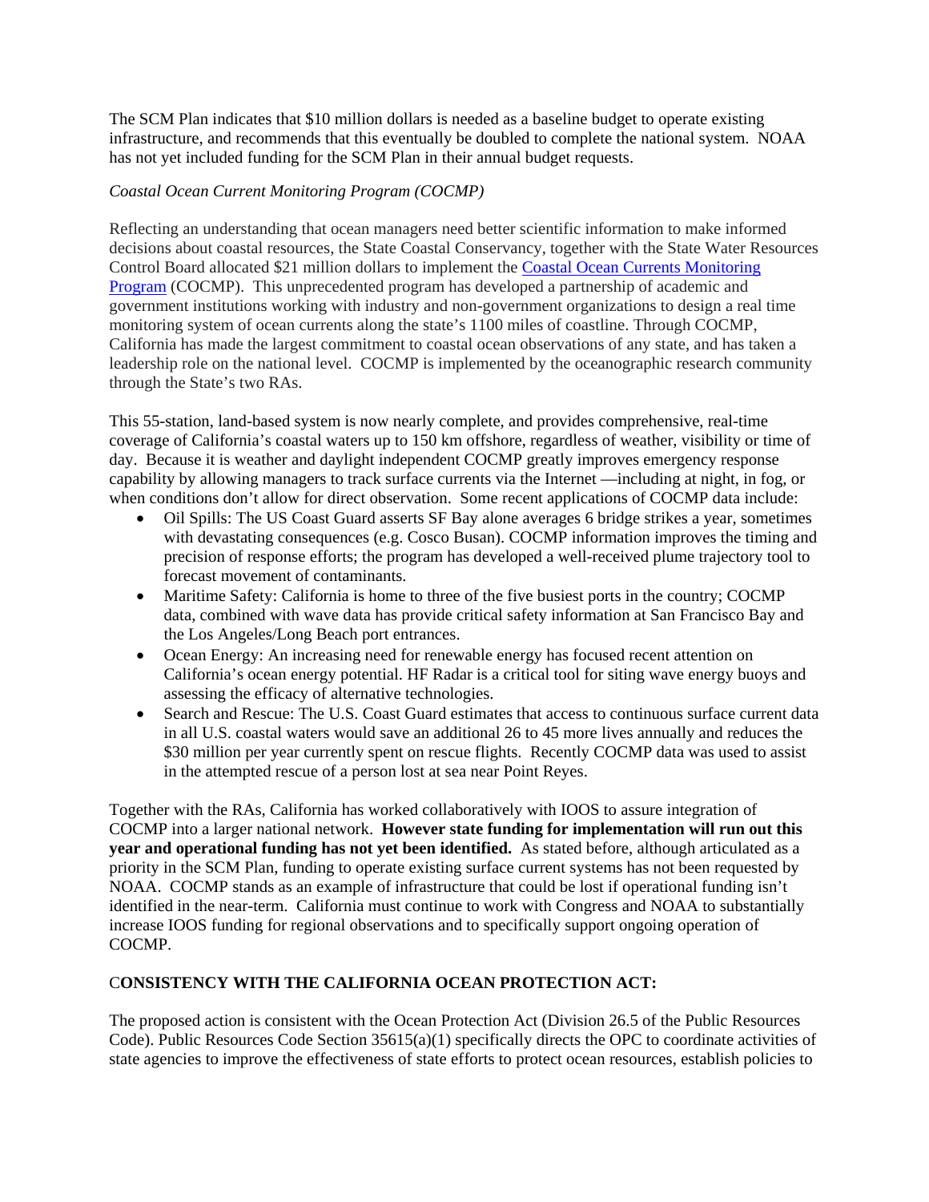The SCM Plan indicates that $10 million dollars is needed as a baseline budget to operate existing infrastructure, and recommends that this eventually be doubled to complete the national system. NOAA has not yet included funding for the SCM Plan in their annual budget requests.

*Coastal Ocean Current Monitoring Program (COCMP)*

Reflecting an understanding that ocean managers need better scientific information to make informed decisions about coastal resources, the State Coastal Conservancy, together with the State Water Resources Control Board allocated $21 million dollars to implement the [Coastal Ocean Currents Monitoring Program](#) (COCMP). This unprecedented program has developed a partnership of academic and government institutions working with industry and non-government organizations to design a real time monitoring system of ocean currents along the state's 1100 miles of coastline. Through COCMP, California has made the largest commitment to coastal ocean observations of any state, and has taken a leadership role on the national level. COCMP is implemented by the oceanographic research community through the State's two RAs.

This 55-station, land-based system is now nearly complete, and provides comprehensive, real-time coverage of California's coastal waters up to 150 km offshore, regardless of weather, visibility or time of day. Because it is weather and daylight independent COCMP greatly improves emergency response capability by allowing managers to track surface currents via the Internet —including at night, in fog, or when conditions don't allow for direct observation. Some recent applications of COCMP data include:

- Oil Spills: The US Coast Guard asserts SF Bay alone averages 6 bridge strikes a year, sometimes with devastating consequences (e.g. Cosco Busan). COCMP information improves the timing and precision of response efforts; the program has developed a well-received plume trajectory tool to forecast movement of contaminants.
- Maritime Safety: California is home to three of the five busiest ports in the country; COCMP data, combined with wave data has provide critical safety information at San Francisco Bay and the Los Angeles/Long Beach port entrances.
- Ocean Energy: An increasing need for renewable energy has focused recent attention on California's ocean energy potential. HF Radar is a critical tool for siting wave energy buoys and assessing the efficacy of alternative technologies.
- Search and Rescue: The U.S. Coast Guard estimates that access to continuous surface current data in all U.S. coastal waters would save an additional 26 to 45 more lives annually and reduces the $30 million per year currently spent on rescue flights. Recently COCMP data was used to assist in the attempted rescue of a person lost at sea near Point Reyes.

Together with the RAs, California has worked collaboratively with IOOS to assure integration of COCMP into a larger national network. **However state funding for implementation will run out this year and operational funding has not yet been identified.** As stated before, although articulated as a priority in the SCM Plan, funding to operate existing surface current systems has not been requested by NOAA. COCMP stands as an example of infrastructure that could be lost if operational funding isn't identified in the near-term. California must continue to work with Congress and NOAA to substantially increase IOOS funding for regional observations and to specifically support ongoing operation of COCMP.

## CONSISTENCY WITH THE CALIFORNIA OCEAN PROTECTION ACT:

The proposed action is consistent with the Ocean Protection Act (Division 26.5 of the Public Resources Code). Public Resources Code Section 35615(a)(1) specifically directs the OPC to coordinate activities of state agencies to improve the effectiveness of state efforts to protect ocean resources, establish policies to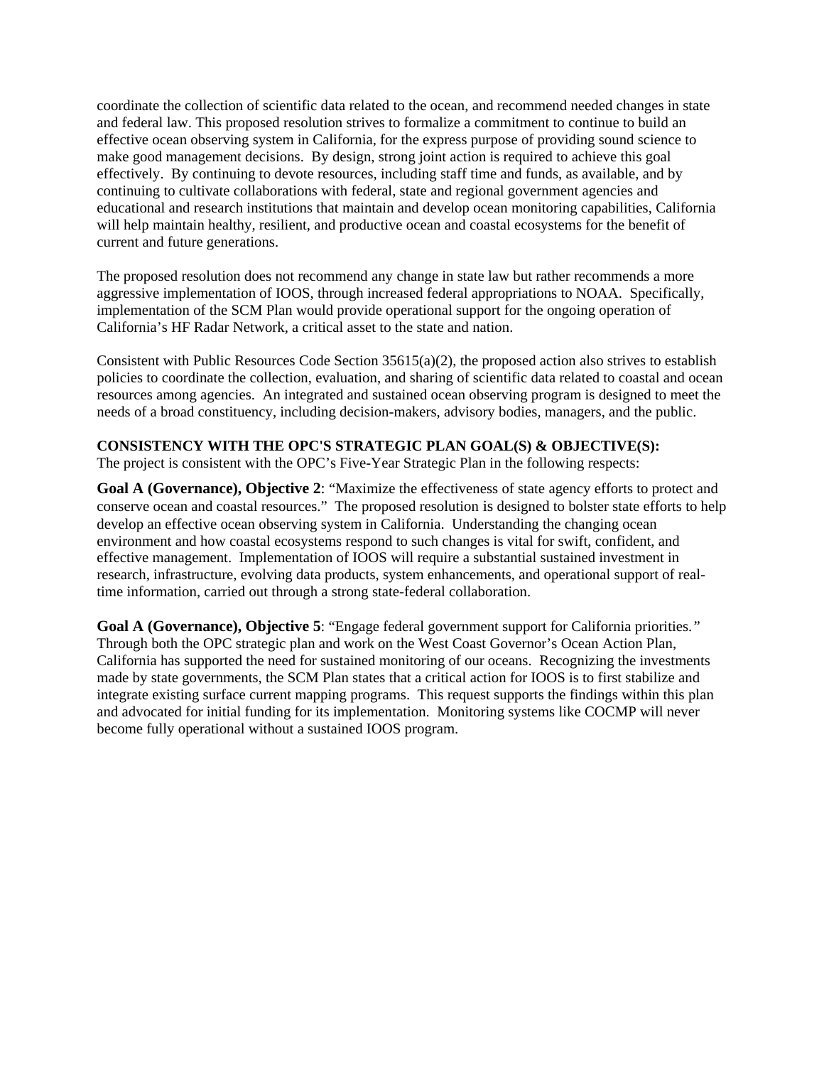coordinate the collection of scientific data related to the ocean, and recommend needed changes in state and federal law. This proposed resolution strives to formalize a commitment to continue to build an effective ocean observing system in California, for the express purpose of providing sound science to make good management decisions. By design, strong joint action is required to achieve this goal effectively. By continuing to devote resources, including staff time and funds, as available, and by continuing to cultivate collaborations with federal, state and regional government agencies and educational and research institutions that maintain and develop ocean monitoring capabilities, California will help maintain healthy, resilient, and productive ocean and coastal ecosystems for the benefit of current and future generations.

The proposed resolution does not recommend any change in state law but rather recommends a more aggressive implementation of IOOS, through increased federal appropriations to NOAA. Specifically, implementation of the SCM Plan would provide operational support for the ongoing operation of California's HF Radar Network, a critical asset to the state and nation.

Consistent with Public Resources Code Section 35615(a)(2), the proposed action also strives to establish policies to coordinate the collection, evaluation, and sharing of scientific data related to coastal and ocean resources among agencies. An integrated and sustained ocean observing program is designed to meet the needs of a broad constituency, including decision-makers, advisory bodies, managers, and the public.

**CONSISTENCY WITH THE OPC'S STRATEGIC PLAN GOAL(S) & OBJECTIVE(S):**
The project is consistent with the OPC's Five-Year Strategic Plan in the following respects:

**Goal A (Governance), Objective 2**: "Maximize the effectiveness of state agency efforts to protect and conserve ocean and coastal resources." The proposed resolution is designed to bolster state efforts to help develop an effective ocean observing system in California. Understanding the changing ocean environment and how coastal ecosystems respond to such changes is vital for swift, confident, and effective management. Implementation of IOOS will require a substantial sustained investment in research, infrastructure, evolving data products, system enhancements, and operational support of real-time information, carried out through a strong state-federal collaboration.

**Goal A (Governance), Objective 5**: "Engage federal government support for California priorities." Through both the OPC strategic plan and work on the West Coast Governor's Ocean Action Plan, California has supported the need for sustained monitoring of our oceans. Recognizing the investments made by state governments, the SCM Plan states that a critical action for IOOS is to first stabilize and integrate existing surface current mapping programs. This request supports the findings within this plan and advocated for initial funding for its implementation. Monitoring systems like COCMP will never become fully operational without a sustained IOOS program.